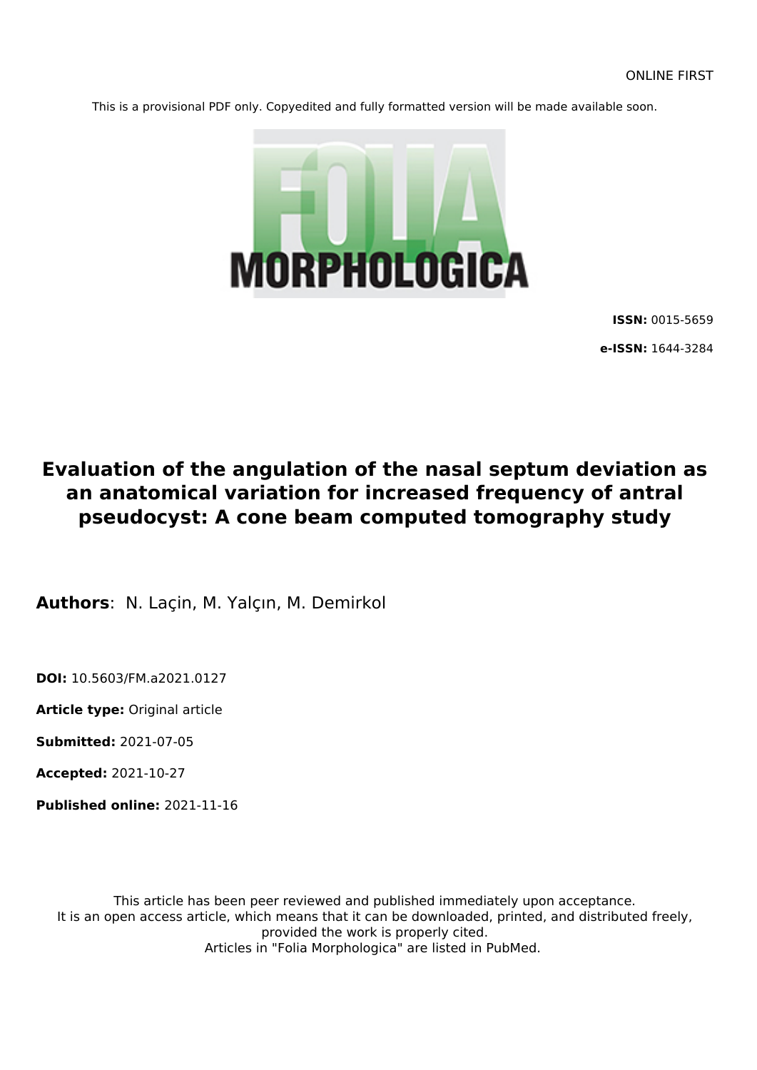ONLINE FIRST

This is a provisional PDF only. Copyedited and fully formatted version will be made available soon.

FOLIA MORPHOLOGICA

**ISSN:** 0015-5659

**e-ISSN:** 1644-3284

# Evaluation of the angulation of the nasal septum deviation as an anatomical variation for increased frequency of antral pseudocyst: A cone beam computed tomography study

**Authors**: N. Laçin, M. Yalçın, M. Demirkol

**DOI:** 10.5603/FM.a2021.0127

**Article type:** Original article

**Submitted:** 2021-07-05

**Accepted:** 2021-10-27

**Published online:** 2021-11-16

This article has been peer reviewed and published immediately upon acceptance.
It is an open access article, which means that it can be downloaded, printed, and distributed freely, provided the work is properly cited.
Articles in "Folia Morphologica" are listed in PubMed.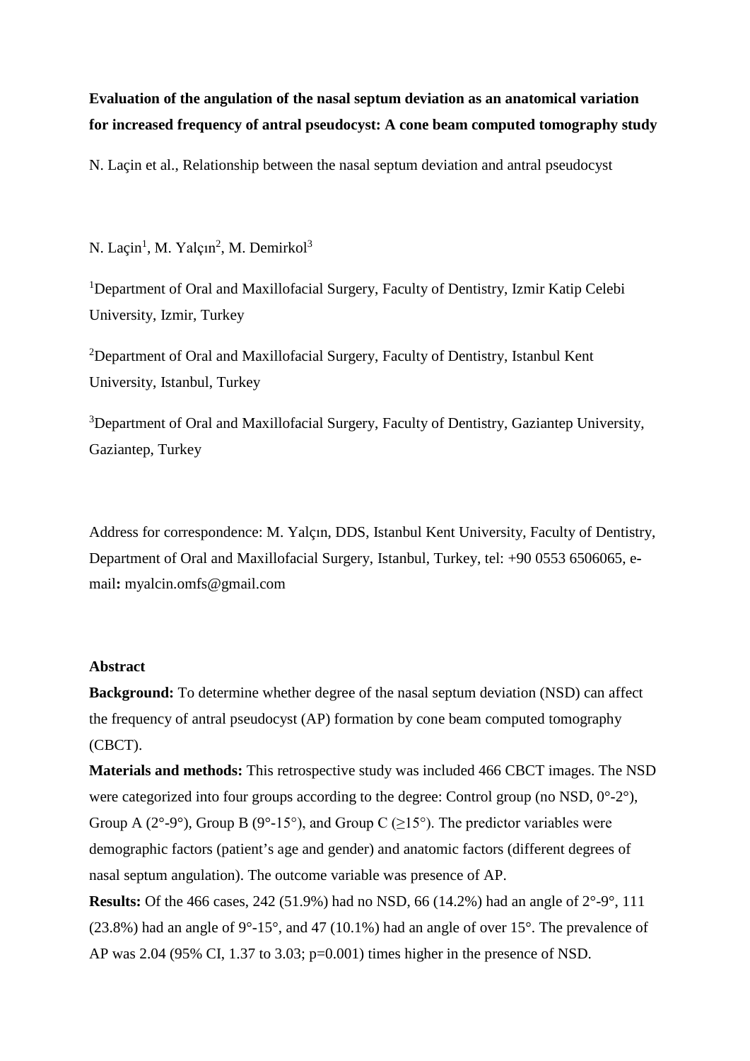**Evaluation of the angulation of the nasal septum deviation as an anatomical variation for increased frequency of antral pseudocyst: A cone beam computed tomography study**

N. Laçin et al., Relationship between the nasal septum deviation and antral pseudocyst

N. Laçin[1], M. Yalçın[2], M. Demirkol[3]

[1]Department of Oral and Maxillofacial Surgery, Faculty of Dentistry, Izmir Katip Celebi University, Izmir, Turkey

[2]Department of Oral and Maxillofacial Surgery, Faculty of Dentistry, Istanbul Kent University, Istanbul, Turkey

[3]Department of Oral and Maxillofacial Surgery, Faculty of Dentistry, Gaziantep University, Gaziantep, Turkey

Address for correspondence: M. Yalçın, DDS, Istanbul Kent University, Faculty of Dentistry, Department of Oral and Maxillofacial Surgery, Istanbul, Turkey, tel: +90 0553 6506065, e-mail**:** myalcin.omfs@gmail.com

**Abstract**

**Background:** To determine whether degree of the nasal septum deviation (NSD) can affect the frequency of antral pseudocyst (AP) formation by cone beam computed tomography (CBCT).

**Materials and methods:** This retrospective study was included 466 CBCT images. The NSD were categorized into four groups according to the degree: Control group (no NSD, 0°-2°), Group A (2°-9°), Group B (9°-15°), and Group C (≥15°). The predictor variables were demographic factors (patient's age and gender) and anatomic factors (different degrees of nasal septum angulation). The outcome variable was presence of AP.

**Results:** Of the 466 cases, 242 (51.9%) had no NSD, 66 (14.2%) had an angle of 2°-9°, 111 (23.8%) had an angle of 9°-15°, and 47 (10.1%) had an angle of over 15°. The prevalence of AP was 2.04 (95% CI, 1.37 to 3.03; p=0.001) times higher in the presence of NSD.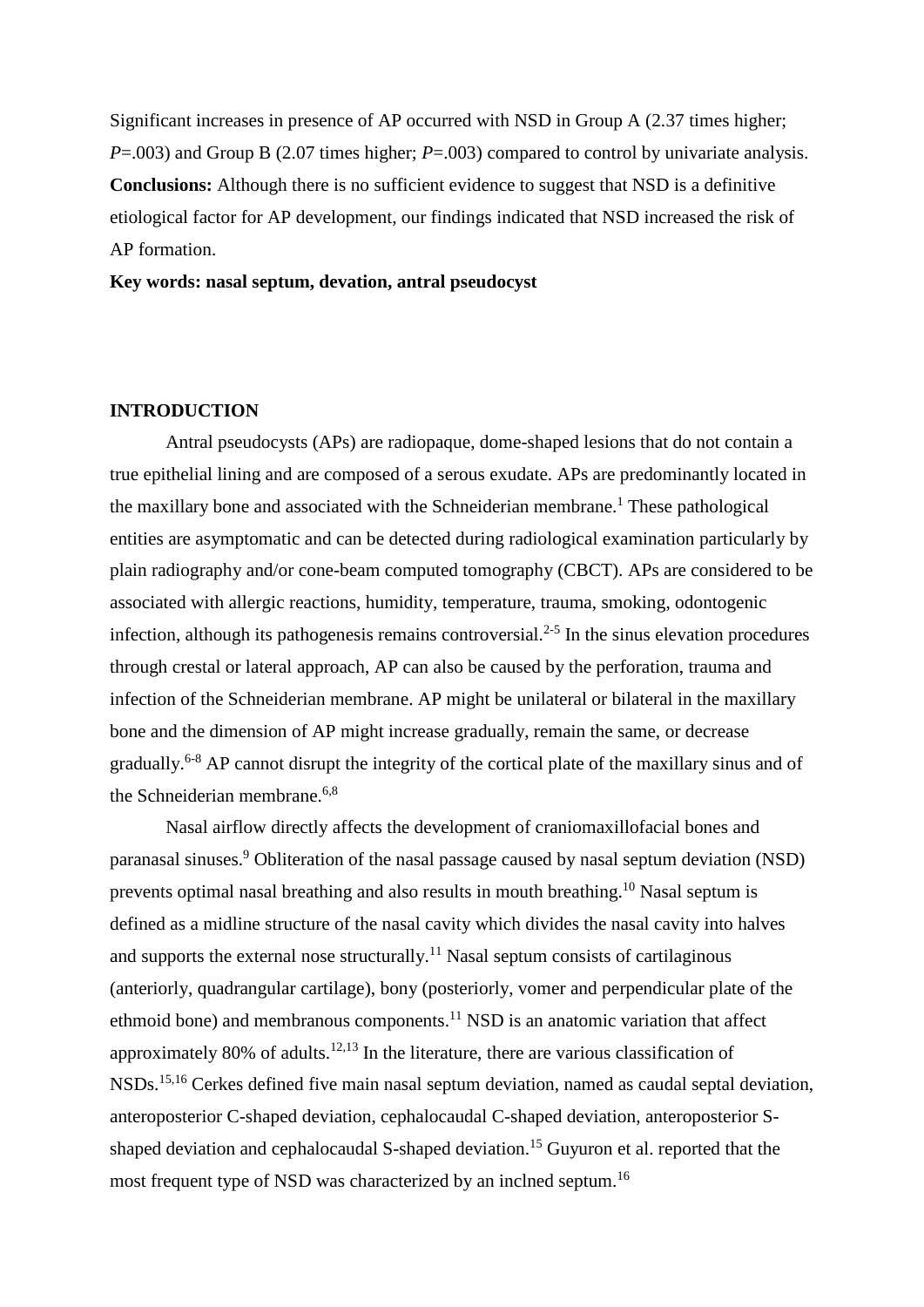Significant increases in presence of AP occurred with NSD in Group A (2.37 times higher; *P*=.003) and Group B (2.07 times higher; *P*=.003) compared to control by univariate analysis. **Conclusions:** Although there is no sufficient evidence to suggest that NSD is a definitive etiological factor for AP development, our findings indicated that NSD increased the risk of AP formation.

**Key words: nasal septum, devation, antral pseudocyst**

## INTRODUCTION

Antral pseudocysts (APs) are radiopaque, dome-shaped lesions that do not contain a true epithelial lining and are composed of a serous exudate. APs are predominantly located in the maxillary bone and associated with the Schneiderian membrane.[1] These pathological entities are asymptomatic and can be detected during radiological examination particularly by plain radiography and/or cone-beam computed tomography (CBCT). APs are considered to be associated with allergic reactions, humidity, temperature, trauma, smoking, odontogenic infection, although its pathogenesis remains controversial.[2-5] In the sinus elevation procedures through crestal or lateral approach, AP can also be caused by the perforation, trauma and infection of the Schneiderian membrane. AP might be unilateral or bilateral in the maxillary bone and the dimension of AP might increase gradually, remain the same, or decrease gradually.[6-8] AP cannot disrupt the integrity of the cortical plate of the maxillary sinus and of the Schneiderian membrane.[6,8]

Nasal airflow directly affects the development of craniomaxillofacial bones and paranasal sinuses.[9] Obliteration of the nasal passage caused by nasal septum deviation (NSD) prevents optimal nasal breathing and also results in mouth breathing.[10] Nasal septum is defined as a midline structure of the nasal cavity which divides the nasal cavity into halves and supports the external nose structurally.[11] Nasal septum consists of cartilaginous (anteriorly, quadrangular cartilage), bony (posteriorly, vomer and perpendicular plate of the ethmoid bone) and membranous components.[11] NSD is an anatomic variation that affect approximately 80% of adults.[12,13] In the literature, there are various classification of NSDs.[15,16] Cerkes defined five main nasal septum deviation, named as caudal septal deviation, anteroposterior C-shaped deviation, cephalocaudal C-shaped deviation, anteroposterior S-shaped deviation and cephalocaudal S-shaped deviation.[15] Guyuron et al. reported that the most frequent type of NSD was characterized by an inclned septum.[16]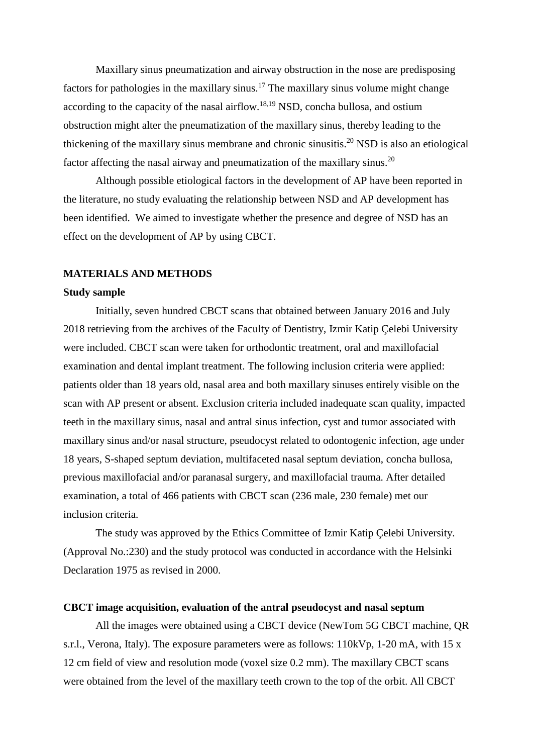Maxillary sinus pneumatization and airway obstruction in the nose are predisposing factors for pathologies in the maxillary sinus.[17] The maxillary sinus volume might change according to the capacity of the nasal airflow.[18,19] NSD, concha bullosa, and ostium obstruction might alter the pneumatization of the maxillary sinus, thereby leading to the thickening of the maxillary sinus membrane and chronic sinusitis.[20] NSD is also an etiological factor affecting the nasal airway and pneumatization of the maxillary sinus.[20]

Although possible etiological factors in the development of AP have been reported in the literature, no study evaluating the relationship between NSD and AP development has been identified. We aimed to investigate whether the presence and degree of NSD has an effect on the development of AP by using CBCT.

## MATERIALS AND METHODS

### Study sample

Initially, seven hundred CBCT scans that obtained between January 2016 and July 2018 retrieving from the archives of the Faculty of Dentistry, Izmir Katip Çelebi University were included. CBCT scan were taken for orthodontic treatment, oral and maxillofacial examination and dental implant treatment. The following inclusion criteria were applied: patients older than 18 years old, nasal area and both maxillary sinuses entirely visible on the scan with AP present or absent. Exclusion criteria included inadequate scan quality, impacted teeth in the maxillary sinus, nasal and antral sinus infection, cyst and tumor associated with maxillary sinus and/or nasal structure, pseudocyst related to odontogenic infection, age under 18 years, S-shaped septum deviation, multifaceted nasal septum deviation, concha bullosa, previous maxillofacial and/or paranasal surgery, and maxillofacial trauma. After detailed examination, a total of 466 patients with CBCT scan (236 male, 230 female) met our inclusion criteria.

The study was approved by the Ethics Committee of Izmir Katip Çelebi University. (Approval No.:230) and the study protocol was conducted in accordance with the Helsinki Declaration 1975 as revised in 2000.

### CBCT image acquisition, evaluation of the antral pseudocyst and nasal septum

All the images were obtained using a CBCT device (NewTom 5G CBCT machine, QR s.r.l., Verona, Italy). The exposure parameters were as follows: 110kVp, 1-20 mA, with 15 x 12 cm field of view and resolution mode (voxel size 0.2 mm). The maxillary CBCT scans were obtained from the level of the maxillary teeth crown to the top of the orbit. All CBCT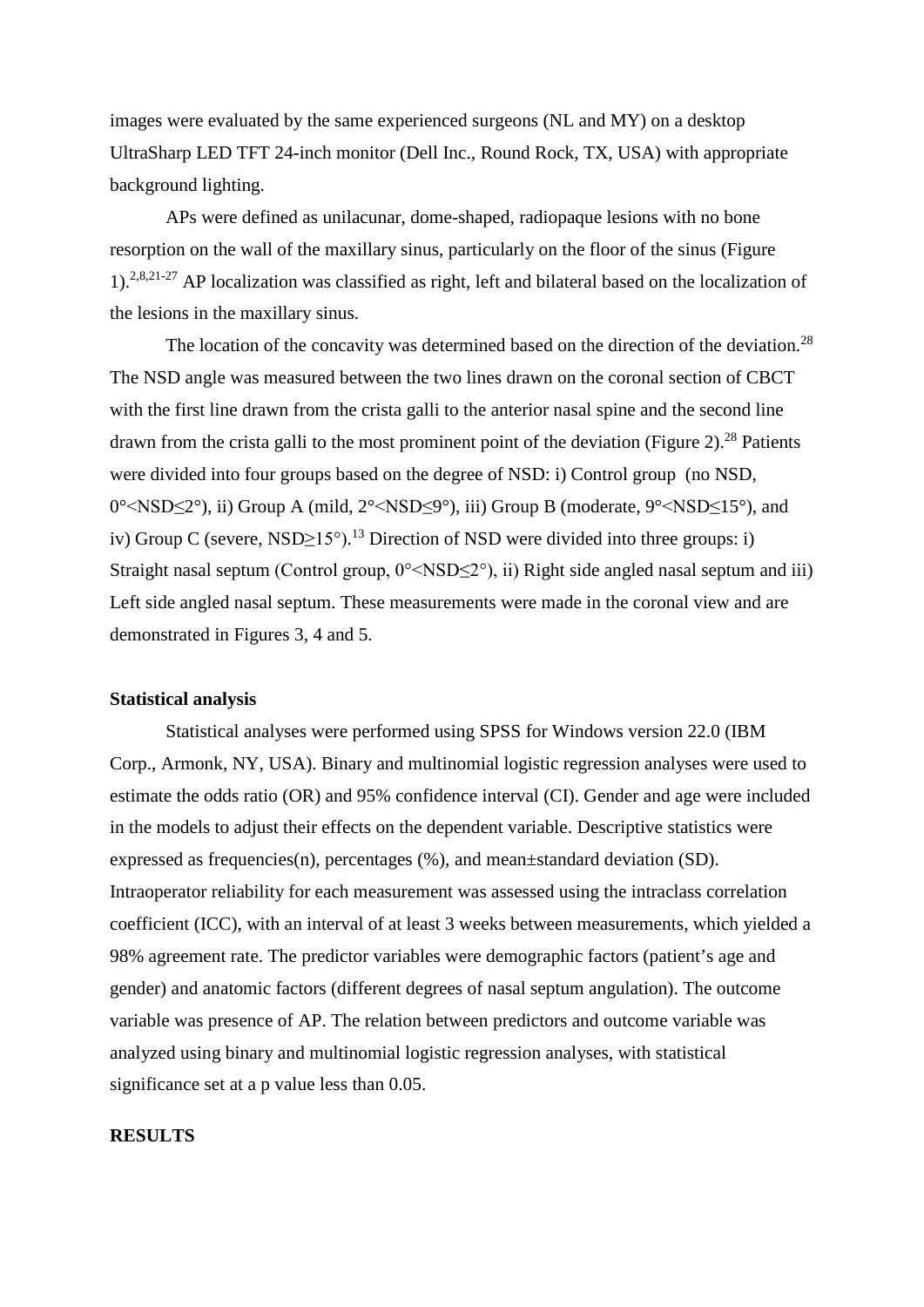images were evaluated by the same experienced surgeons (NL and MY) on a desktop UltraSharp LED TFT 24-inch monitor (Dell Inc., Round Rock, TX, USA) with appropriate background lighting.

APs were defined as unilacunar, dome-shaped, radiopaque lesions with no bone resorption on the wall of the maxillary sinus, particularly on the floor of the sinus (Figure 1).[2,8,21-27] AP localization was classified as right, left and bilateral based on the localization of the lesions in the maxillary sinus.

The location of the concavity was determined based on the direction of the deviation.[28] The NSD angle was measured between the two lines drawn on the coronal section of CBCT with the first line drawn from the crista galli to the anterior nasal spine and the second line drawn from the crista galli to the most prominent point of the deviation (Figure 2).[28] Patients were divided into four groups based on the degree of NSD: i) Control group (no NSD, $0° < NSD \leq 2°$), ii) Group A (mild, $2° < NSD \leq 9°$), iii) Group B (moderate, $9° < NSD \leq 15°$), and iv) Group C (severe, $NSD \geq 15°$).[13] Direction of NSD were divided into three groups: i) Straight nasal septum (Control group, $0° < NSD \leq 2°$), ii) Right side angled nasal septum and iii) Left side angled nasal septum. These measurements were made in the coronal view and are demonstrated in Figures 3, 4 and 5.

**Statistical analysis**

Statistical analyses were performed using SPSS for Windows version 22.0 (IBM Corp., Armonk, NY, USA). Binary and multinomial logistic regression analyses were used to estimate the odds ratio (OR) and 95% confidence interval (CI). Gender and age were included in the models to adjust their effects on the dependent variable. Descriptive statistics were expressed as frequencies(n), percentages (%), and mean±standard deviation (SD). Intraoperator reliability for each measurement was assessed using the intraclass correlation coefficient (ICC), with an interval of at least 3 weeks between measurements, which yielded a 98% agreement rate. The predictor variables were demographic factors (patient's age and gender) and anatomic factors (different degrees of nasal septum angulation). The outcome variable was presence of AP. The relation between predictors and outcome variable was analyzed using binary and multinomial logistic regression analyses, with statistical significance set at a p value less than 0.05.

## RESULTS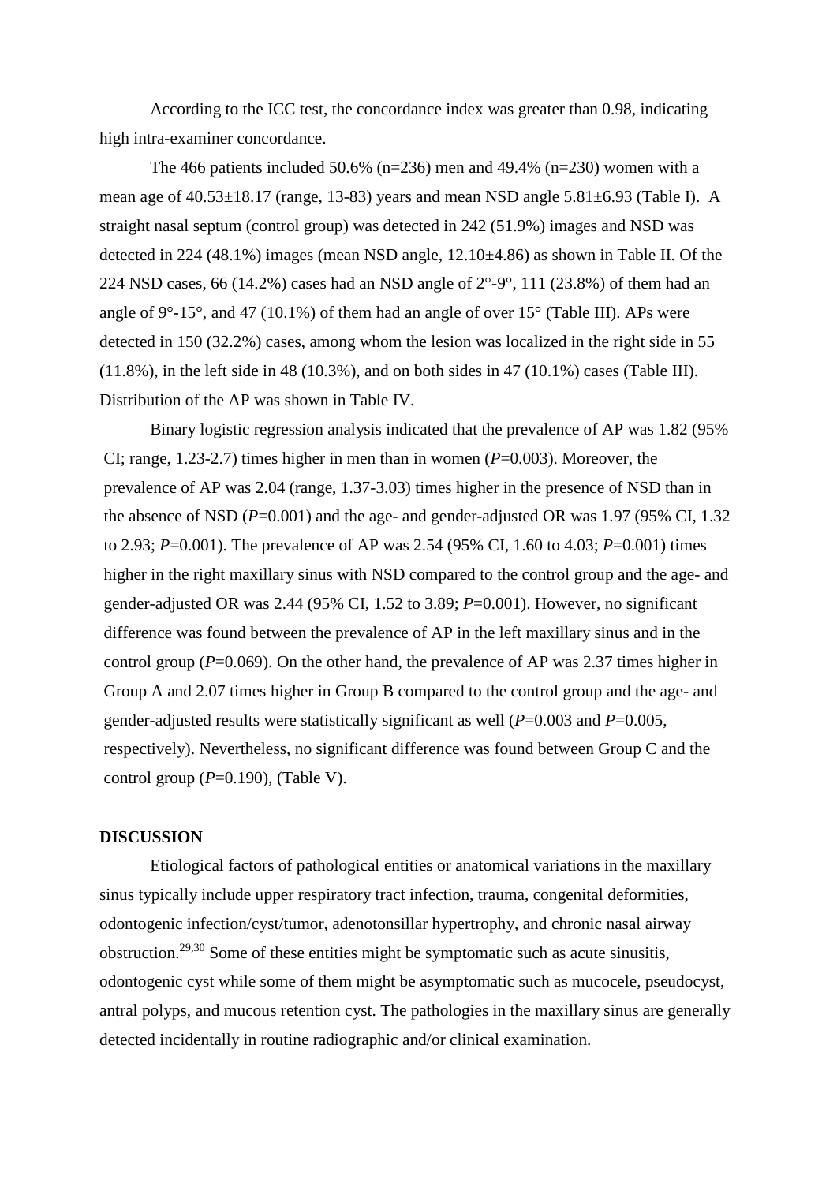According to the ICC test, the concordance index was greater than 0.98, indicating high intra-examiner concordance.

The 466 patients included 50.6% (n=236) men and 49.4% (n=230) women with a mean age of 40.53±18.17 (range, 13-83) years and mean NSD angle 5.81±6.93 (Table I). A straight nasal septum (control group) was detected in 242 (51.9%) images and NSD was detected in 224 (48.1%) images (mean NSD angle, 12.10±4.86) as shown in Table II. Of the 224 NSD cases, 66 (14.2%) cases had an NSD angle of 2°-9°, 111 (23.8%) of them had an angle of 9°-15°, and 47 (10.1%) of them had an angle of over 15° (Table III). APs were detected in 150 (32.2%) cases, among whom the lesion was localized in the right side in 55 (11.8%), in the left side in 48 (10.3%), and on both sides in 47 (10.1%) cases (Table III). Distribution of the AP was shown in Table IV.

Binary logistic regression analysis indicated that the prevalence of AP was 1.82 (95% CI; range, 1.23-2.7) times higher in men than in women (*P*=0.003). Moreover, the prevalence of AP was 2.04 (range, 1.37-3.03) times higher in the presence of NSD than in the absence of NSD (*P*=0.001) and the age- and gender-adjusted OR was 1.97 (95% CI, 1.32 to 2.93; *P*=0.001). The prevalence of AP was 2.54 (95% CI, 1.60 to 4.03; *P*=0.001) times higher in the right maxillary sinus with NSD compared to the control group and the age- and gender-adjusted OR was 2.44 (95% CI, 1.52 to 3.89; *P*=0.001). However, no significant difference was found between the prevalence of AP in the left maxillary sinus and in the control group (*P*=0.069). On the other hand, the prevalence of AP was 2.37 times higher in Group A and 2.07 times higher in Group B compared to the control group and the age- and gender-adjusted results were statistically significant as well (*P*=0.003 and *P*=0.005, respectively). Nevertheless, no significant difference was found between Group C and the control group (*P*=0.190), (Table V).

## DISCUSSION

Etiological factors of pathological entities or anatomical variations in the maxillary sinus typically include upper respiratory tract infection, trauma, congenital deformities, odontogenic infection/cyst/tumor, adenotonsillar hypertrophy, and chronic nasal airway obstruction.[29,30] Some of these entities might be symptomatic such as acute sinusitis, odontogenic cyst while some of them might be asymptomatic such as mucocele, pseudocyst, antral polyps, and mucous retention cyst. The pathologies in the maxillary sinus are generally detected incidentally in routine radiographic and/or clinical examination.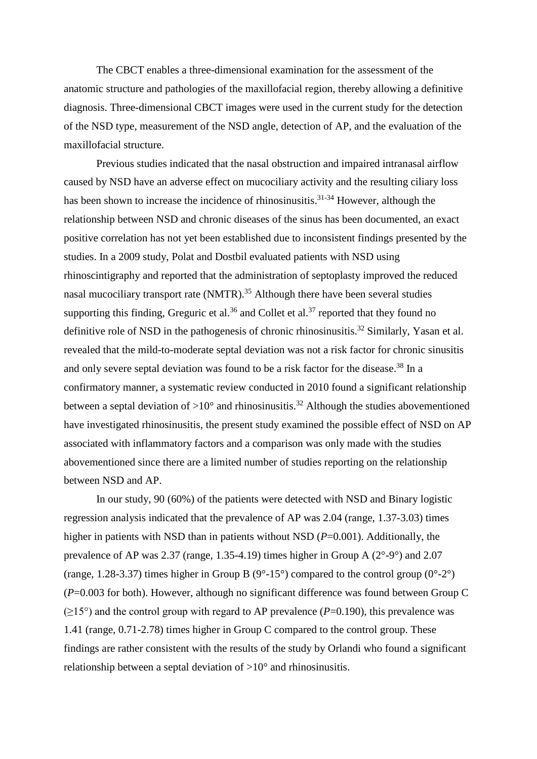The CBCT enables a three-dimensional examination for the assessment of the anatomic structure and pathologies of the maxillofacial region, thereby allowing a definitive diagnosis. Three-dimensional CBCT images were used in the current study for the detection of the NSD type, measurement of the NSD angle, detection of AP, and the evaluation of the maxillofacial structure.

Previous studies indicated that the nasal obstruction and impaired intranasal airflow caused by NSD have an adverse effect on mucociliary activity and the resulting ciliary loss has been shown to increase the incidence of rhinosinusitis.[31-34] However, although the relationship between NSD and chronic diseases of the sinus has been documented, an exact positive correlation has not yet been established due to inconsistent findings presented by the studies. In a 2009 study, Polat and Dostbil evaluated patients with NSD using rhinoscintigraphy and reported that the administration of septoplasty improved the reduced nasal mucociliary transport rate (NMTR).[35] Although there have been several studies supporting this finding, Greguric et al.[36] and Collet et al.[37] reported that they found no definitive role of NSD in the pathogenesis of chronic rhinosinusitis.[32] Similarly, Yasan et al. revealed that the mild-to-moderate septal deviation was not a risk factor for chronic sinusitis and only severe septal deviation was found to be a risk factor for the disease.[38] In a confirmatory manner, a systematic review conducted in 2010 found a significant relationship between a septal deviation of >10° and rhinosinusitis.[32] Although the studies abovementioned have investigated rhinosinusitis, the present study examined the possible effect of NSD on AP associated with inflammatory factors and a comparison was only made with the studies abovementioned since there are a limited number of studies reporting on the relationship between NSD and AP.

In our study, 90 (60%) of the patients were detected with NSD and Binary logistic regression analysis indicated that the prevalence of AP was 2.04 (range, 1.37-3.03) times higher in patients with NSD than in patients without NSD ($P$=0.001). Additionally, the prevalence of AP was 2.37 (range, 1.35-4.19) times higher in Group A (2°-9°) and 2.07 (range, 1.28-3.37) times higher in Group B (9°-15°) compared to the control group (0°-2°) ($P$=0.003 for both). However, although no significant difference was found between Group C (≥15°) and the control group with regard to AP prevalence ($P$=0.190), this prevalence was 1.41 (range, 0.71-2.78) times higher in Group C compared to the control group. These findings are rather consistent with the results of the study by Orlandi who found a significant relationship between a septal deviation of >10° and rhinosinusitis.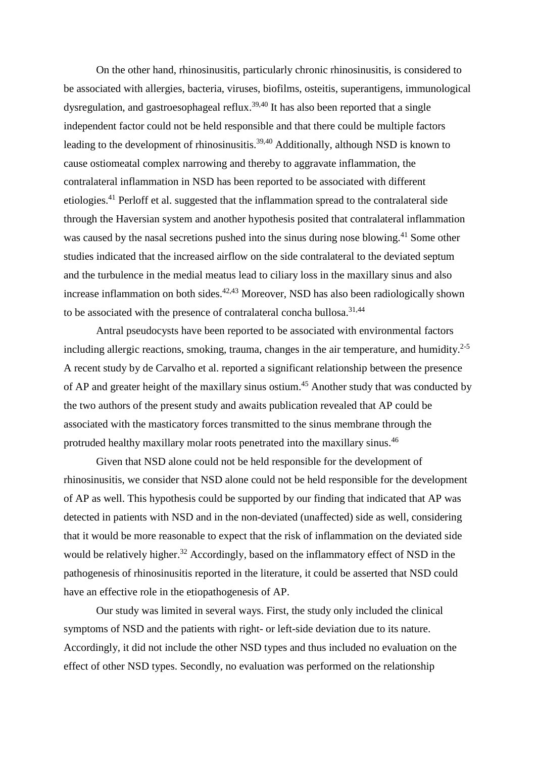On the other hand, rhinosinusitis, particularly chronic rhinosinusitis, is considered to be associated with allergies, bacteria, viruses, biofilms, osteitis, superantigens, immunological dysregulation, and gastroesophageal reflux.[39,40] It has also been reported that a single independent factor could not be held responsible and that there could be multiple factors leading to the development of rhinosinusitis.[39,40] Additionally, although NSD is known to cause ostiomeatal complex narrowing and thereby to aggravate inflammation, the contralateral inflammation in NSD has been reported to be associated with different etiologies.[41] Perloff et al. suggested that the inflammation spread to the contralateral side through the Haversian system and another hypothesis posited that contralateral inflammation was caused by the nasal secretions pushed into the sinus during nose blowing.[41] Some other studies indicated that the increased airflow on the side contralateral to the deviated septum and the turbulence in the medial meatus lead to ciliary loss in the maxillary sinus and also increase inflammation on both sides.[42,43] Moreover, NSD has also been radiologically shown to be associated with the presence of contralateral concha bullosa.[31,44]

Antral pseudocysts have been reported to be associated with environmental factors including allergic reactions, smoking, trauma, changes in the air temperature, and humidity.[2-5] A recent study by de Carvalho et al. reported a significant relationship between the presence of AP and greater height of the maxillary sinus ostium.[45] Another study that was conducted by the two authors of the present study and awaits publication revealed that AP could be associated with the masticatory forces transmitted to the sinus membrane through the protruded healthy maxillary molar roots penetrated into the maxillary sinus.[46]

Given that NSD alone could not be held responsible for the development of rhinosinusitis, we consider that NSD alone could not be held responsible for the development of AP as well. This hypothesis could be supported by our finding that indicated that AP was detected in patients with NSD and in the non-deviated (unaffected) side as well, considering that it would be more reasonable to expect that the risk of inflammation on the deviated side would be relatively higher.[32] Accordingly, based on the inflammatory effect of NSD in the pathogenesis of rhinosinusitis reported in the literature, it could be asserted that NSD could have an effective role in the etiopathogenesis of AP.

Our study was limited in several ways. First, the study only included the clinical symptoms of NSD and the patients with right- or left-side deviation due to its nature. Accordingly, it did not include the other NSD types and thus included no evaluation on the effect of other NSD types. Secondly, no evaluation was performed on the relationship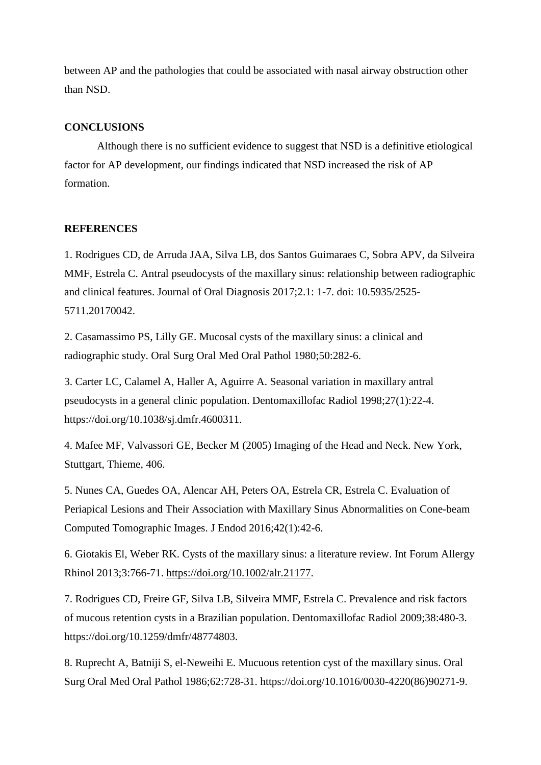between AP and the pathologies that could be associated with nasal airway obstruction other than NSD.

## CONCLUSIONS

Although there is no sufficient evidence to suggest that NSD is a definitive etiological factor for AP development, our findings indicated that NSD increased the risk of AP formation.

## REFERENCES

1. Rodrigues CD, de Arruda JAA, Silva LB, dos Santos Guimaraes C, Sobra APV, da Silveira MMF, Estrela C. Antral pseudocysts of the maxillary sinus: relationship between radiographic and clinical features. Journal of Oral Diagnosis 2017;2.1: 1-7. doi: 10.5935/2525-5711.20170042.

2. Casamassimo PS, Lilly GE. Mucosal cysts of the maxillary sinus: a clinical and radiographic study. Oral Surg Oral Med Oral Pathol 1980;50:282-6.

3. Carter LC, Calamel A, Haller A, Aguirre A. Seasonal variation in maxillary antral pseudocysts in a general clinic population. Dentomaxillofac Radiol 1998;27(1):22-4. https://doi.org/10.1038/sj.dmfr.4600311.

4. Mafee MF, Valvassori GE, Becker M (2005) Imaging of the Head and Neck. New York, Stuttgart, Thieme, 406.

5. Nunes CA, Guedes OA, Alencar AH, Peters OA, Estrela CR, Estrela C. Evaluation of Periapical Lesions and Their Association with Maxillary Sinus Abnormalities on Cone-beam Computed Tomographic Images. J Endod 2016;42(1):42-6.

6. Giotakis El, Weber RK. Cysts of the maxillary sinus: a literature review. Int Forum Allergy Rhinol 2013;3:766-71. https://doi.org/10.1002/alr.21177.

7. Rodrigues CD, Freire GF, Silva LB, Silveira MMF, Estrela C. Prevalence and risk factors of mucous retention cysts in a Brazilian population. Dentomaxillofac Radiol 2009;38:480-3. https://doi.org/10.1259/dmfr/48774803.

8. Ruprecht A, Batniji S, el-Neweihi E. Mucuous retention cyst of the maxillary sinus. Oral Surg Oral Med Oral Pathol 1986;62:728-31. https://doi.org/10.1016/0030-4220(86)90271-9.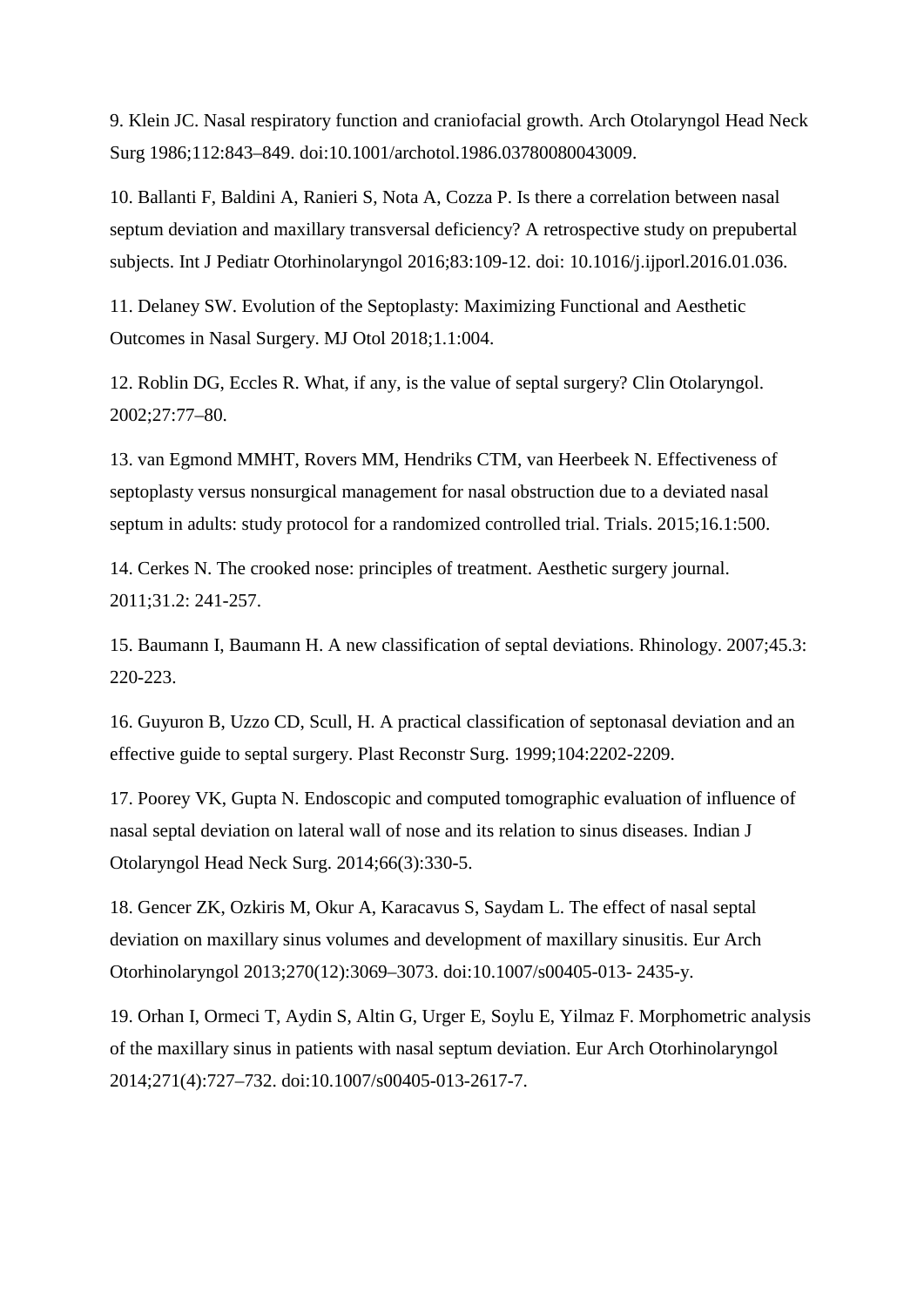9. Klein JC. Nasal respiratory function and craniofacial growth. Arch Otolaryngol Head Neck Surg 1986;112:843–849. doi:10.1001/archotol.1986.03780080043009.

10. Ballanti F, Baldini A, Ranieri S, Nota A, Cozza P. Is there a correlation between nasal septum deviation and maxillary transversal deficiency? A retrospective study on prepubertal subjects. Int J Pediatr Otorhinolaryngol 2016;83:109-12. doi: 10.1016/j.ijporl.2016.01.036.

11. Delaney SW. Evolution of the Septoplasty: Maximizing Functional and Aesthetic Outcomes in Nasal Surgery. MJ Otol 2018;1.1:004.

12. Roblin DG, Eccles R. What, if any, is the value of septal surgery? Clin Otolaryngol. 2002;27:77–80.

13. van Egmond MMHT, Rovers MM, Hendriks CTM, van Heerbeek N. Effectiveness of septoplasty versus nonsurgical management for nasal obstruction due to a deviated nasal septum in adults: study protocol for a randomized controlled trial. Trials. 2015;16.1:500.

14. Cerkes N. The crooked nose: principles of treatment. Aesthetic surgery journal. 2011;31.2: 241-257.

15. Baumann I, Baumann H. A new classification of septal deviations. Rhinology. 2007;45.3: 220-223.

16. Guyuron B, Uzzo CD, Scull, H. A practical classification of septonasal deviation and an effective guide to septal surgery. Plast Reconstr Surg. 1999;104:2202-2209.

17. Poorey VK, Gupta N. Endoscopic and computed tomographic evaluation of influence of nasal septal deviation on lateral wall of nose and its relation to sinus diseases. Indian J Otolaryngol Head Neck Surg. 2014;66(3):330-5.

18. Gencer ZK, Ozkiris M, Okur A, Karacavus S, Saydam L. The effect of nasal septal deviation on maxillary sinus volumes and development of maxillary sinusitis. Eur Arch Otorhinolaryngol 2013;270(12):3069–3073. doi:10.1007/s00405-013- 2435-y.

19. Orhan I, Ormeci T, Aydin S, Altin G, Urger E, Soylu E, Yilmaz F. Morphometric analysis of the maxillary sinus in patients with nasal septum deviation. Eur Arch Otorhinolaryngol 2014;271(4):727–732. doi:10.1007/s00405-013-2617-7.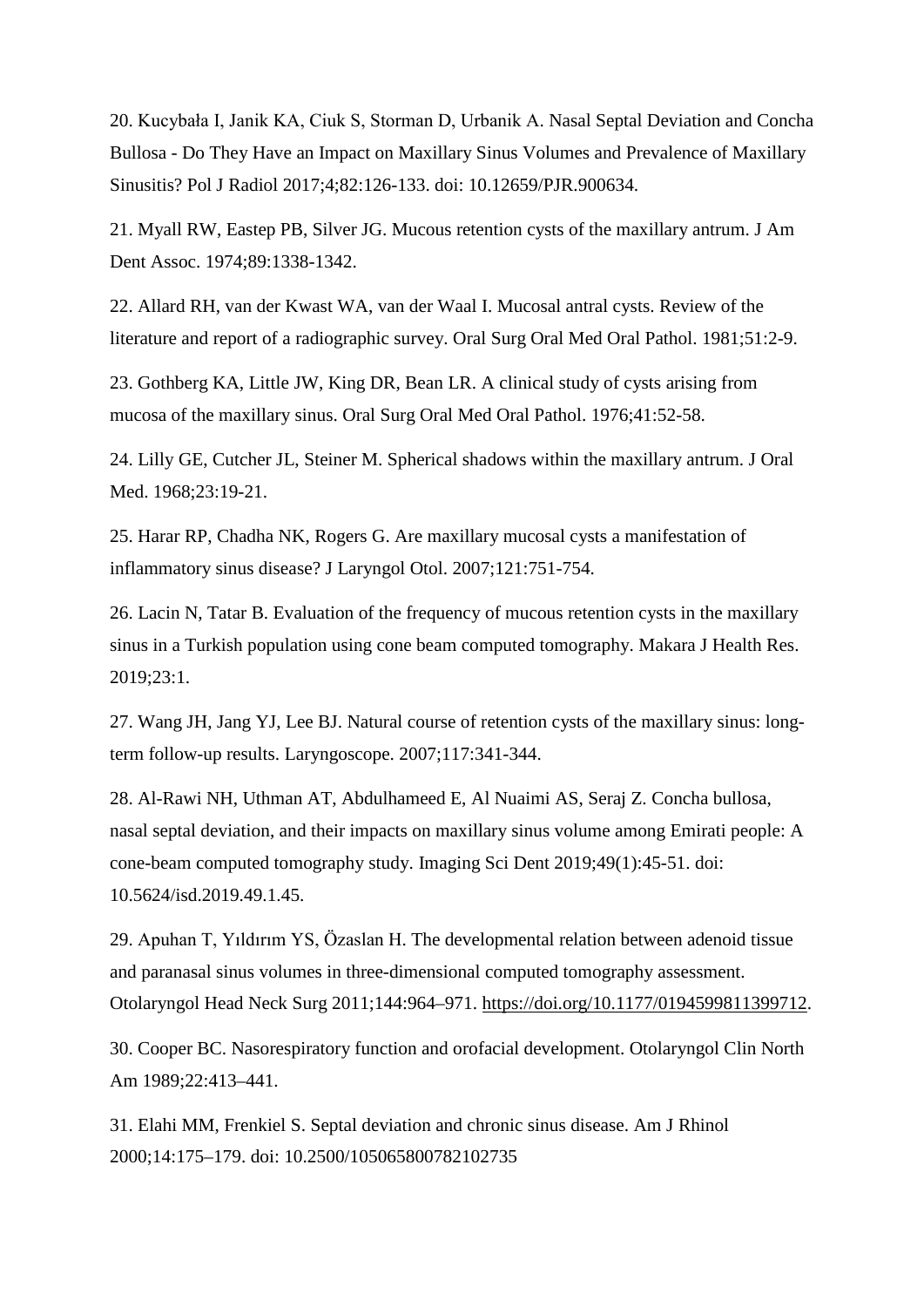20. Kucybała I, Janik KA, Ciuk S, Storman D, Urbanik A. Nasal Septal Deviation and Concha Bullosa - Do They Have an Impact on Maxillary Sinus Volumes and Prevalence of Maxillary Sinusitis? Pol J Radiol 2017;4;82:126-133. doi: 10.12659/PJR.900634.

21. Myall RW, Eastep PB, Silver JG. Mucous retention cysts of the maxillary antrum. J Am Dent Assoc. 1974;89:1338-1342.

22. Allard RH, van der Kwast WA, van der Waal I. Mucosal antral cysts. Review of the literature and report of a radiographic survey. Oral Surg Oral Med Oral Pathol. 1981;51:2-9.

23. Gothberg KA, Little JW, King DR, Bean LR. A clinical study of cysts arising from mucosa of the maxillary sinus. Oral Surg Oral Med Oral Pathol. 1976;41:52-58.

24. Lilly GE, Cutcher JL, Steiner M. Spherical shadows within the maxillary antrum. J Oral Med. 1968;23:19-21.

25. Harar RP, Chadha NK, Rogers G. Are maxillary mucosal cysts a manifestation of inflammatory sinus disease? J Laryngol Otol. 2007;121:751-754.

26. Lacin N, Tatar B. Evaluation of the frequency of mucous retention cysts in the maxillary sinus in a Turkish population using cone beam computed tomography. Makara J Health Res. 2019;23:1.

27. Wang JH, Jang YJ, Lee BJ. Natural course of retention cysts of the maxillary sinus: long-term follow-up results. Laryngoscope. 2007;117:341-344.

28. Al-Rawi NH, Uthman AT, Abdulhameed E, Al Nuaimi AS, Seraj Z. Concha bullosa, nasal septal deviation, and their impacts on maxillary sinus volume among Emirati people: A cone-beam computed tomography study. Imaging Sci Dent 2019;49(1):45-51. doi: 10.5624/isd.2019.49.1.45.

29. Apuhan T, Yıldırım YS, Özaslan H. The developmental relation between adenoid tissue and paranasal sinus volumes in three-dimensional computed tomography assessment. Otolaryngol Head Neck Surg 2011;144:964–971. https://doi.org/10.1177/0194599811399712.

30. Cooper BC. Nasorespiratory function and orofacial development. Otolaryngol Clin North Am 1989;22:413–441.

31. Elahi MM, Frenkiel S. Septal deviation and chronic sinus disease. Am J Rhinol 2000;14:175–179. doi: 10.2500/105065800782102735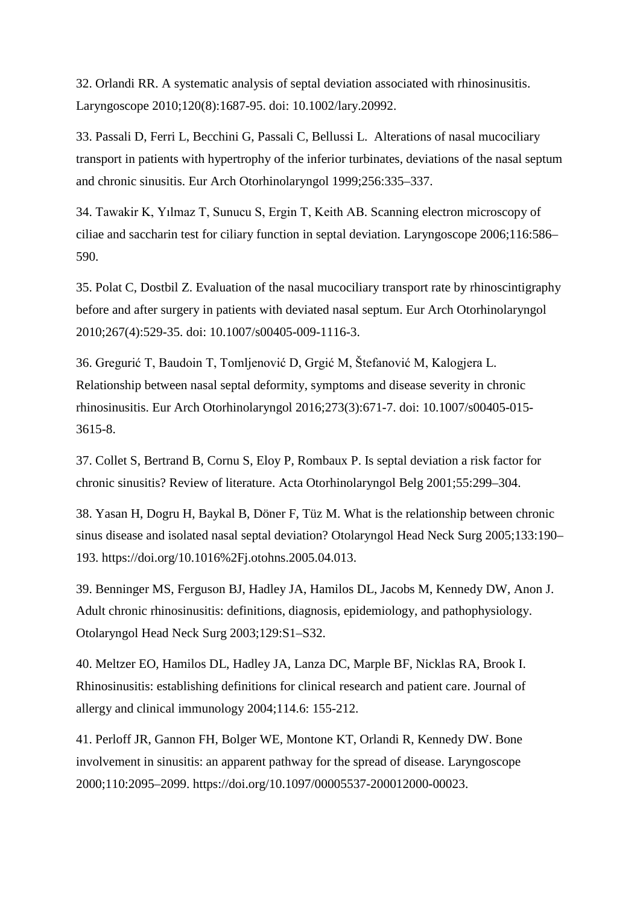32. Orlandi RR. A systematic analysis of septal deviation associated with rhinosinusitis. Laryngoscope 2010;120(8):1687-95. doi: 10.1002/lary.20992.

33. Passali D, Ferri L, Becchini G, Passali C, Bellussi L.  Alterations of nasal mucociliary transport in patients with hypertrophy of the inferior turbinates, deviations of the nasal septum and chronic sinusitis. Eur Arch Otorhinolaryngol 1999;256:335–337.

34. Tawakir K, Yılmaz T, Sunucu S, Ergin T, Keith AB. Scanning electron microscopy of ciliae and saccharin test for ciliary function in septal deviation. Laryngoscope 2006;116:586–590.

35. Polat C, Dostbil Z. Evaluation of the nasal mucociliary transport rate by rhinoscintigraphy before and after surgery in patients with deviated nasal septum. Eur Arch Otorhinolaryngol 2010;267(4):529-35. doi: 10.1007/s00405-009-1116-3.

36. Gregurić T, Baudoin T, Tomljenović D, Grgić M, Štefanović M, Kalogjera L. Relationship between nasal septal deformity, symptoms and disease severity in chronic rhinosinusitis. Eur Arch Otorhinolaryngol 2016;273(3):671-7. doi: 10.1007/s00405-015-3615-8.

37. Collet S, Bertrand B, Cornu S, Eloy P, Rombaux P. Is septal deviation a risk factor for chronic sinusitis? Review of literature. Acta Otorhinolaryngol Belg 2001;55:299–304.

38. Yasan H, Dogru H, Baykal B, Döner F, Tüz M. What is the relationship between chronic sinus disease and isolated nasal septal deviation? Otolaryngol Head Neck Surg 2005;133:190–193. https://doi.org/10.1016%2Fj.otohns.2005.04.013.

39. Benninger MS, Ferguson BJ, Hadley JA, Hamilos DL, Jacobs M, Kennedy DW, Anon J. Adult chronic rhinosinusitis: definitions, diagnosis, epidemiology, and pathophysiology. Otolaryngol Head Neck Surg 2003;129:S1–S32.

40. Meltzer EO, Hamilos DL, Hadley JA, Lanza DC, Marple BF, Nicklas RA, Brook I. Rhinosinusitis: establishing definitions for clinical research and patient care. Journal of allergy and clinical immunology 2004;114.6: 155-212.

41. Perloff JR, Gannon FH, Bolger WE, Montone KT, Orlandi R, Kennedy DW. Bone involvement in sinusitis: an apparent pathway for the spread of disease. Laryngoscope 2000;110:2095–2099. https://doi.org/10.1097/00005537-200012000-00023.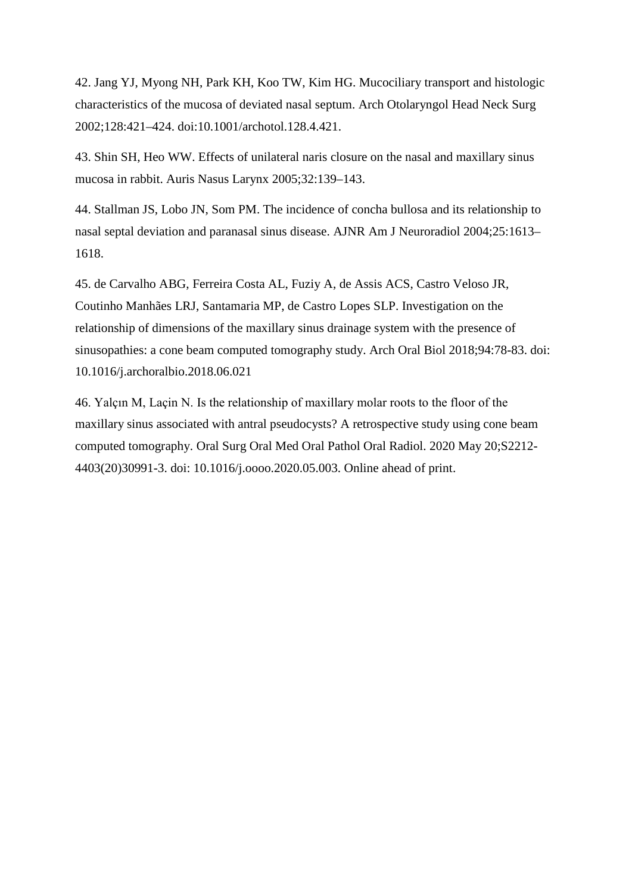42. Jang YJ, Myong NH, Park KH, Koo TW, Kim HG. Mucociliary transport and histologic characteristics of the mucosa of deviated nasal septum. Arch Otolaryngol Head Neck Surg 2002;128:421–424. doi:10.1001/archotol.128.4.421.

43. Shin SH, Heo WW. Effects of unilateral naris closure on the nasal and maxillary sinus mucosa in rabbit. Auris Nasus Larynx 2005;32:139–143.

44. Stallman JS, Lobo JN, Som PM. The incidence of concha bullosa and its relationship to nasal septal deviation and paranasal sinus disease. AJNR Am J Neuroradiol 2004;25:1613–1618.

45. de Carvalho ABG, Ferreira Costa AL, Fuziy A, de Assis ACS, Castro Veloso JR, Coutinho Manhães LRJ, Santamaria MP, de Castro Lopes SLP. Investigation on the relationship of dimensions of the maxillary sinus drainage system with the presence of sinusopathies: a cone beam computed tomography study. Arch Oral Biol 2018;94:78-83. doi: 10.1016/j.archoralbio.2018.06.021

46. Yalçın M, Laçin N. Is the relationship of maxillary molar roots to the floor of the maxillary sinus associated with antral pseudocysts? A retrospective study using cone beam computed tomography. Oral Surg Oral Med Oral Pathol Oral Radiol. 2020 May 20;S2212-4403(20)30991-3. doi: 10.1016/j.oooo.2020.05.003. Online ahead of print.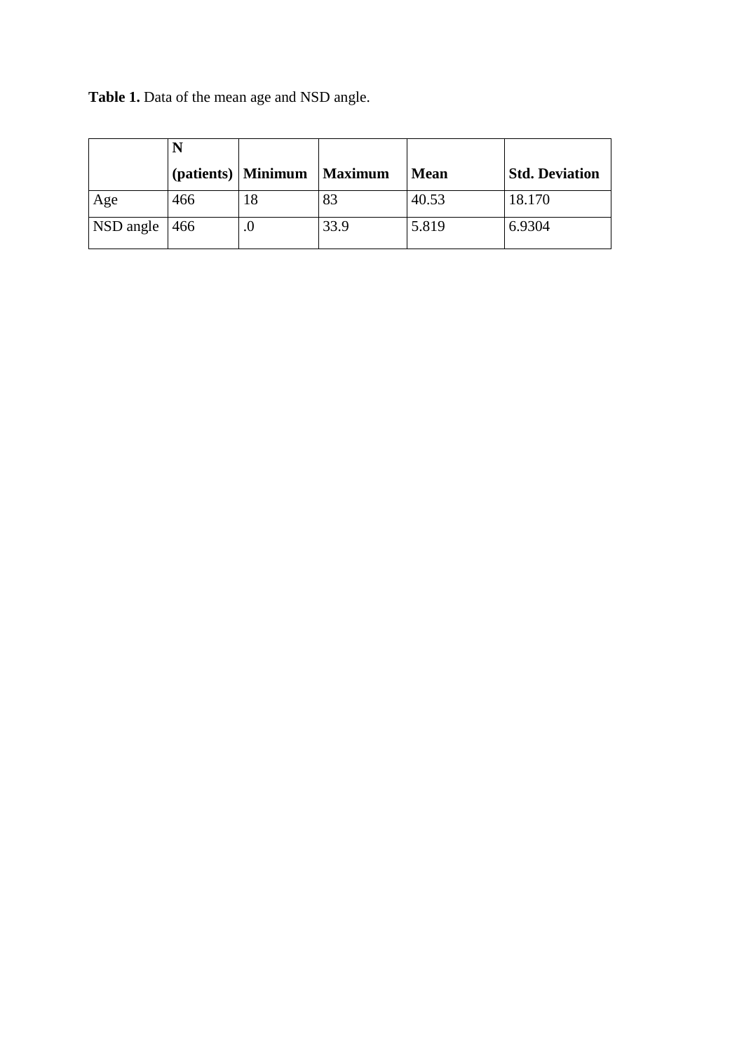**Table 1.** Data of the mean age and NSD angle.

| | N (patients) | Minimum | Maximum | Mean | Std. Deviation |
|---|---|---|---|---|---|
| Age | 466 | 18 | 83 | 40.53 | 18.170 |
| NSD angle | 466 | .0 | 33.9 | 5.819 | 6.9304 |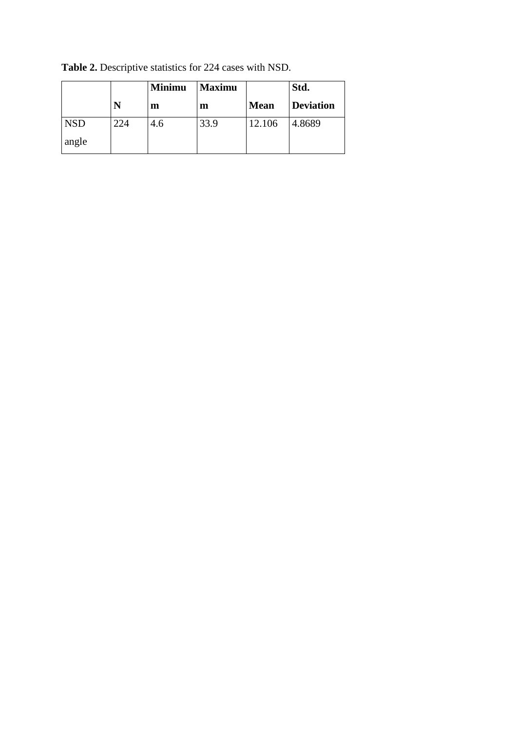**Table 2.** Descriptive statistics for 224 cases with NSD.

| | N | Minimum | Maximum | Mean | Std. Deviation |
|---|---|---|---|---|---|
| NSD angle | 224 | 4.6 | 33.9 | 12.106 | 4.8689 |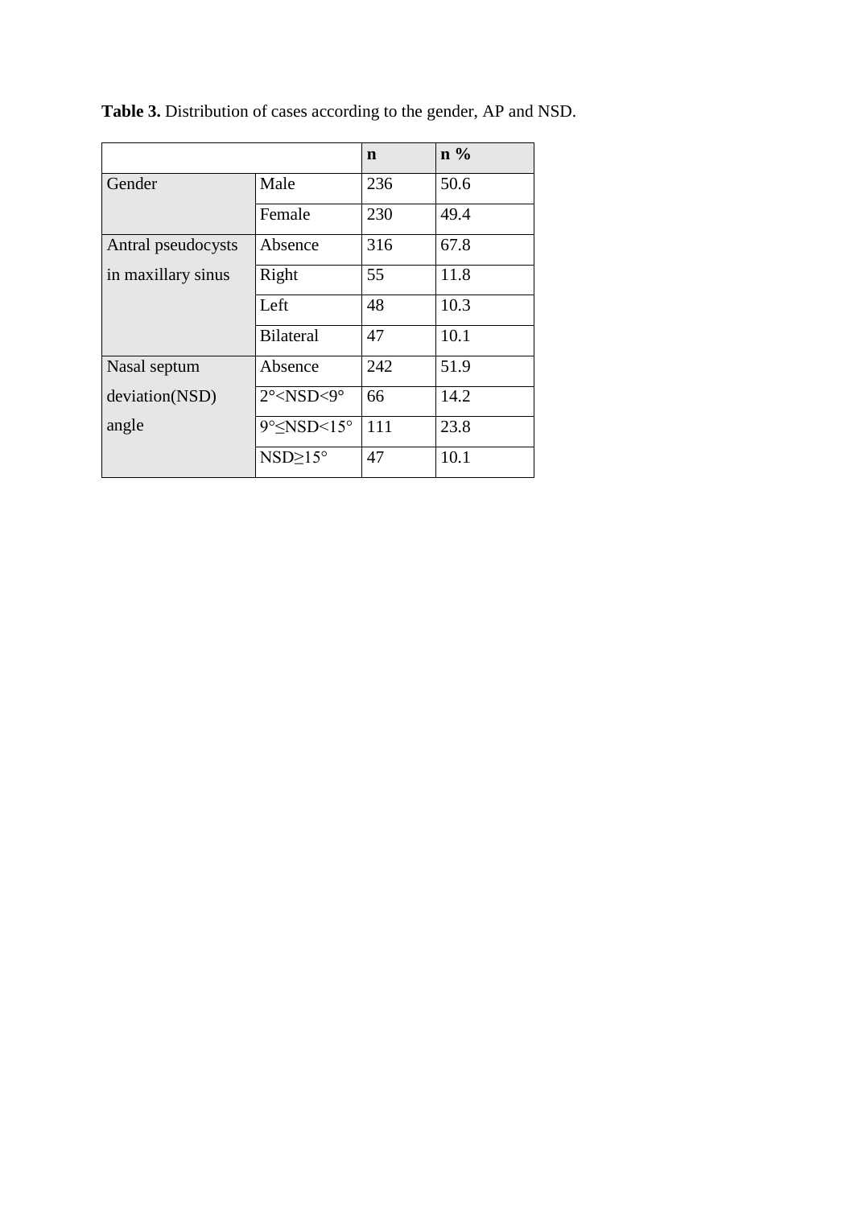**Table 3.** Distribution of cases according to the gender, AP and NSD.

| | | **n** | **n %** |
|---|---|---|---|
| Gender | Male | 236 | 50.6 |
| | Female | 230 | 49.4 |
| Antral pseudocysts in maxillary sinus | Absence | 316 | 67.8 |
| | Right | 55 | 11.8 |
| | Left | 48 | 10.3 |
| | Bilateral | 47 | 10.1 |
| Nasal septum deviation(NSD) angle | Absence | 242 | 51.9 |
| | $2° < NSD < 9°$ | 66 | 14.2 |
| | $9° \leq NSD < 15°$ | 111 | 23.8 |
| | $NSD \geq 15°$ | 47 | 10.1 |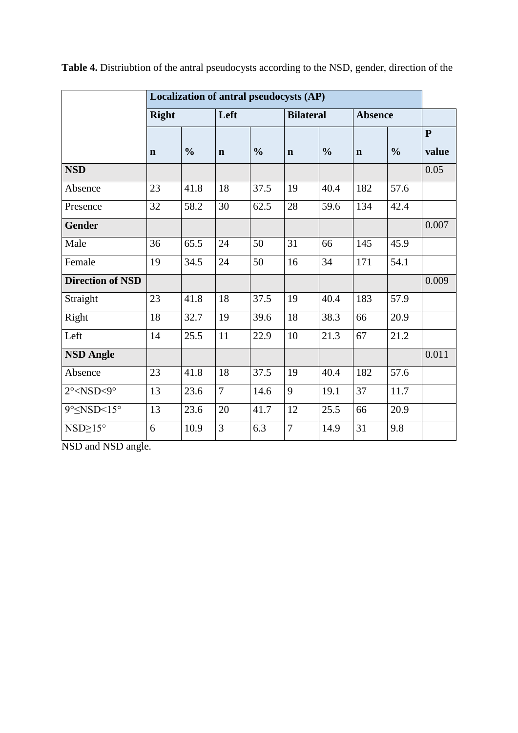**Table 4.** Distriubtion of the antral pseudocysts according to the NSD, gender, direction of the NSD and NSD angle.

| | Localization of antral pseudocysts (AP) | | | | | | | | |
|---|---|---|---|---|---|---|---|---|---|
| | Right | | Left | | Bilateral | | Absence | | |
| | n | % | n | % | n | % | n | % | P value |
| **NSD** | | | | | | | | | 0.05 |
| Absence | 23 | 41.8 | 18 | 37.5 | 19 | 40.4 | 182 | 57.6 | |
| Presence | 32 | 58.2 | 30 | 62.5 | 28 | 59.6 | 134 | 42.4 | |
| **Gender** | | | | | | | | | 0.007 |
| Male | 36 | 65.5 | 24 | 50 | 31 | 66 | 145 | 45.9 | |
| Female | 19 | 34.5 | 24 | 50 | 16 | 34 | 171 | 54.1 | |
| **Direction of NSD** | | | | | | | | | 0.009 |
| Straight | 23 | 41.8 | 18 | 37.5 | 19 | 40.4 | 183 | 57.9 | |
| Right | 18 | 32.7 | 19 | 39.6 | 18 | 38.3 | 66 | 20.9 | |
| Left | 14 | 25.5 | 11 | 22.9 | 10 | 21.3 | 67 | 21.2 | |
| **NSD Angle** | | | | | | | | | 0.011 |
| Absence | 23 | 41.8 | 18 | 37.5 | 19 | 40.4 | 182 | 57.6 | |
| 2°<NSD<9° | 13 | 23.6 | 7 | 14.6 | 9 | 19.1 | 37 | 11.7 | |
| 9°≤NSD<15° | 13 | 23.6 | 20 | 41.7 | 12 | 25.5 | 66 | 20.9 | |
| NSD≥15° | 6 | 10.9 | 3 | 6.3 | 7 | 14.9 | 31 | 9.8 | |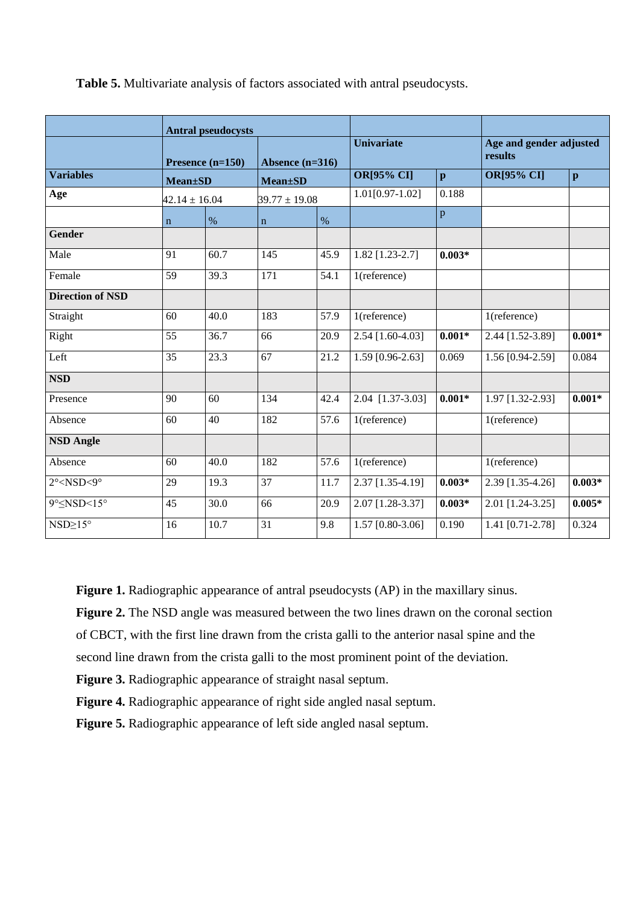**Table 5.** Multivariate analysis of factors associated with antral pseudocysts.

| | Antral pseudocysts | | | | | | | |
|---|---|---|---|---|---|---|---|---|
| | Presence (n=150) | | Absence (n=316) | | Univariate | | Age and gender adjusted results | |
| **Variables** | **Mean±SD** | | **Mean±SD** | | **OR[95% CI]** | **p** | **OR[95% CI]** | **p** |
| **Age** | 42.14 ± 16.04 | | 39.77 ± 19.08 | | 1.01[0.97-1.02] | 0.188 | | |
| | n | % | n | % | | p | | |
| **Gender** | | | | | | | | |
| Male | 91 | 60.7 | 145 | 45.9 | 1.82 [1.23-2.7] | **0.003*** | | |
| Female | 59 | 39.3 | 171 | 54.1 | 1(reference) | | | |
| **Direction of NSD** | | | | | | | | |
| Straight | 60 | 40.0 | 183 | 57.9 | 1(reference) | | 1(reference) | |
| Right | 55 | 36.7 | 66 | 20.9 | 2.54 [1.60-4.03] | **0.001*** | 2.44 [1.52-3.89] | **0.001*** |
| Left | 35 | 23.3 | 67 | 21.2 | 1.59 [0.96-2.63] | 0.069 | 1.56 [0.94-2.59] | 0.084 |
| **NSD** | | | | | | | | |
| Presence | 90 | 60 | 134 | 42.4 | 2.04 [1.37-3.03] | **0.001*** | 1.97 [1.32-2.93] | **0.001*** |
| Absence | 60 | 40 | 182 | 57.6 | 1(reference) | | 1(reference) | |
| **NSD Angle** | | | | | | | | |
| Absence | 60 | 40.0 | 182 | 57.6 | 1(reference) | | 1(reference) | |
| 2°<NSD<9° | 29 | 19.3 | 37 | 11.7 | 2.37 [1.35-4.19] | **0.003*** | 2.39 [1.35-4.26] | **0.003*** |
| 9°≤NSD<15° | 45 | 30.0 | 66 | 20.9 | 2.07 [1.28-3.37] | **0.003*** | 2.01 [1.24-3.25] | **0.005*** |
| NSD≥15° | 16 | 10.7 | 31 | 9.8 | 1.57 [0.80-3.06] | 0.190 | 1.41 [0.71-2.78] | 0.324 |

**Figure 1.** Radiographic appearance of antral pseudocysts (AP) in the maxillary sinus.

**Figure 2.** The NSD angle was measured between the two lines drawn on the coronal section of CBCT, with the first line drawn from the crista galli to the anterior nasal spine and the second line drawn from the crista galli to the most prominent point of the deviation.

**Figure 3.** Radiographic appearance of straight nasal septum.

**Figure 4.** Radiographic appearance of right side angled nasal septum.

**Figure 5.** Radiographic appearance of left side angled nasal septum.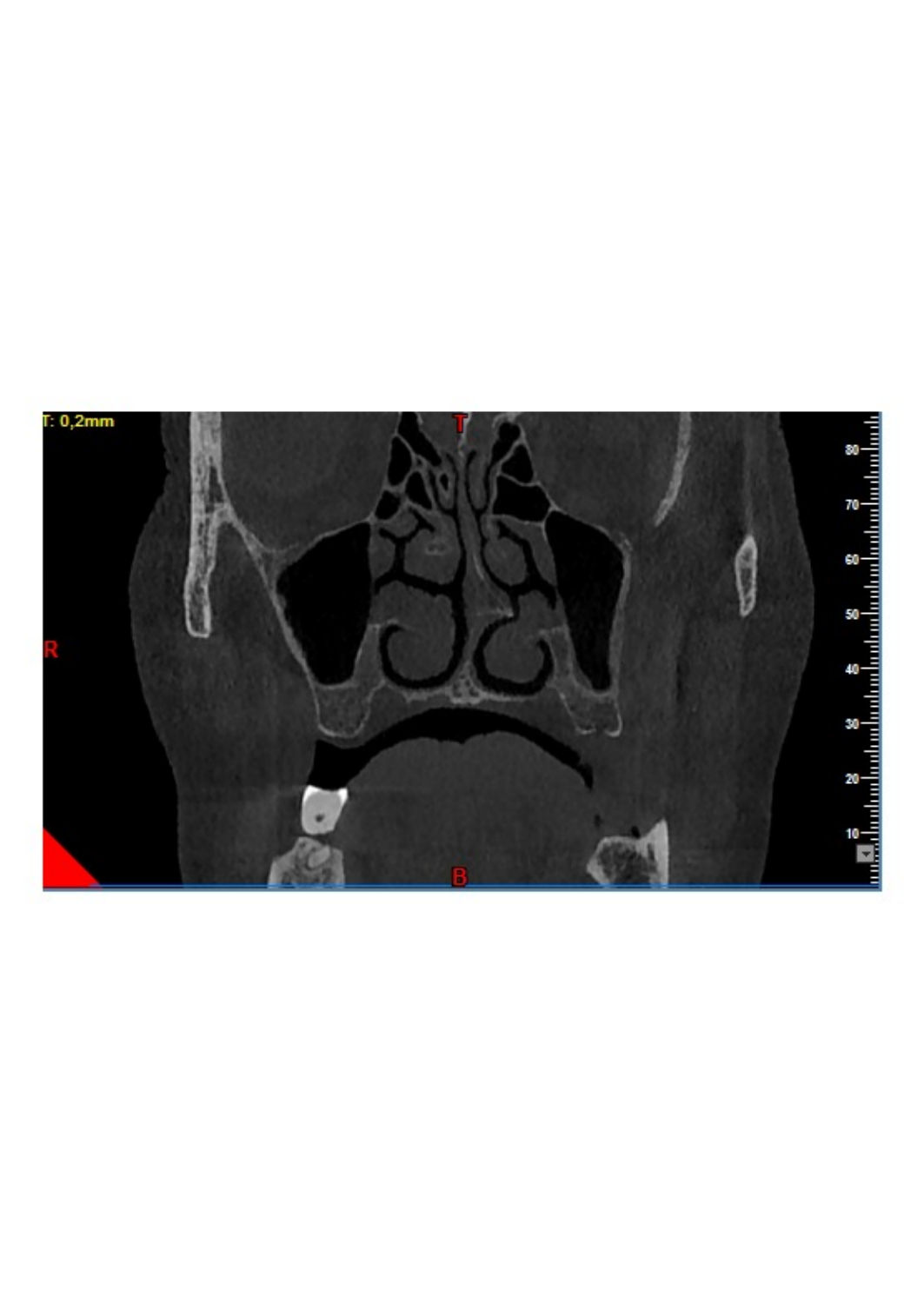T: 0,2mm

T

R

B

80
70
60
50
40
30
20
10